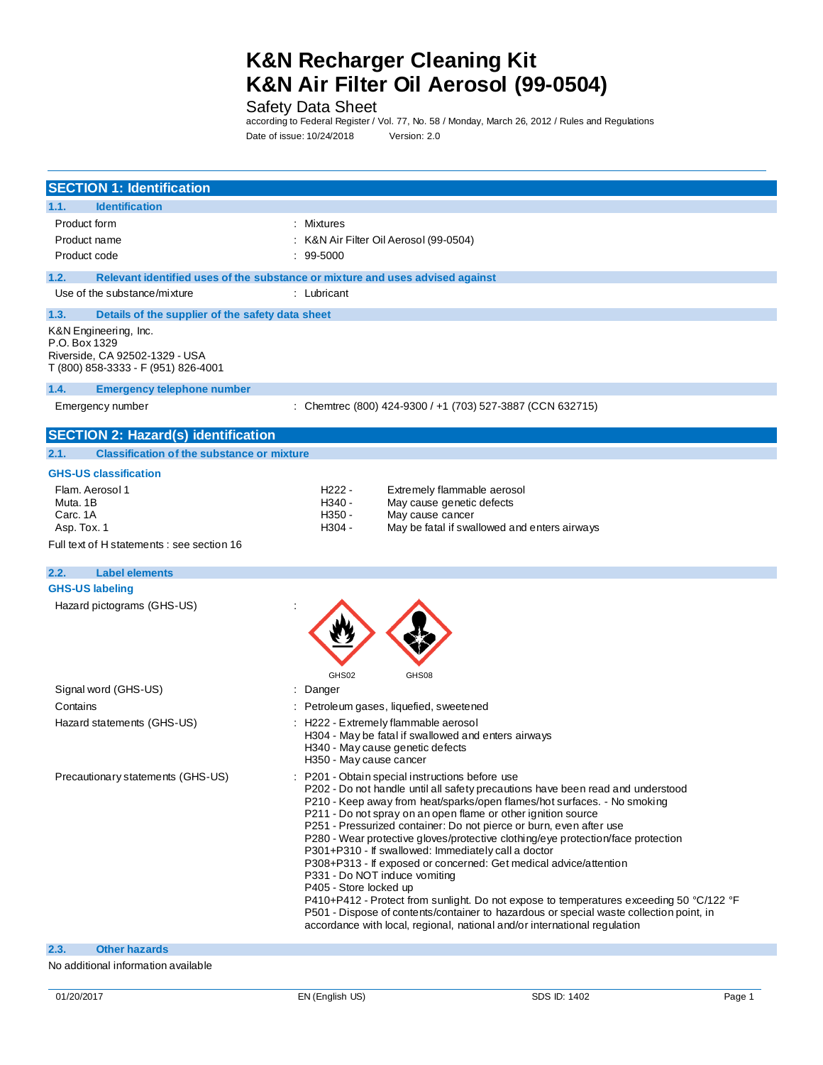# K&N Recharger Cleaning Kit
# K&N Air Filter Oil Aerosol (99-0504)

Safety Data Sheet
according to Federal Register / Vol. 77, No. 58 / Monday, March 26, 2012 / Rules and Regulations
Date of issue: 10/24/2018 Version: 2.0

## SECTION 1: Identification

### 1.1. Identification

| | |
|---|---|
| Product form | : Mixtures |
| Product name | : K&N Air Filter Oil Aerosol (99-0504) |
| Product code | : 99-5000 |

### 1.2. Relevant identified uses of the substance or mixture and uses advised against

| | |
|---|---|
| Use of the substance/mixture | : Lubricant |

### 1.3. Details of the supplier of the safety data sheet

K&N Engineering, Inc.
P.O. Box 1329
Riverside, CA 92502-1329 - USA
T (800) 858-3333 - F (951) 826-4001

### 1.4. Emergency telephone number

| | |
|---|---|
| Emergency number | : Chemtrec (800) 424-9300 / +1 (703) 527-3887 (CCN 632715) |

## SECTION 2: Hazard(s) identification

### 2.1. Classification of the substance or mixture

**GHS-US classification**

| | | |
|---|---|---|
| Flam. Aerosol 1 | H222 - | Extremely flammable aerosol |
| Muta. 1B | H340 - | May cause genetic defects |
| Carc. 1A | H350 - | May cause cancer |
| Asp. Tox. 1 | H304 - | May be fatal if swallowed and enters airways |

Full text of H statements : see section 16

### 2.2. Label elements

**GHS-US labeling**

Hazard pictograms (GHS-US) :

GHS02 GHS08

Signal word (GHS-US) : Danger

Contains : Petroleum gases, liquefied, sweetened

Hazard statements (GHS-US) :
- H222 - Extremely flammable aerosol
- H304 - May be fatal if swallowed and enters airways
- H340 - May cause genetic defects
- H350 - May cause cancer

Precautionary statements (GHS-US) :
- P201 - Obtain special instructions before use
- P202 - Do not handle until all safety precautions have been read and understood
- P210 - Keep away from heat/sparks/open flames/hot surfaces. - No smoking
- P211 - Do not spray on an open flame or other ignition source
- P251 - Pressurized container: Do not pierce or burn, even after use
- P280 - Wear protective gloves/protective clothing/eye protection/face protection
- P301+P310 - If swallowed: Immediately call a doctor
- P308+P313 - If exposed or concerned: Get medical advice/attention
- P331 - Do NOT induce vomiting
- P405 - Store locked up
- P410+P412 - Protect from sunlight. Do not expose to temperatures exceeding 50 °C/122 °F
- P501 - Dispose of contents/container to hazardous or special waste collection point, in accordance with local, regional, national and/or international regulation

### 2.3. Other hazards

No additional information available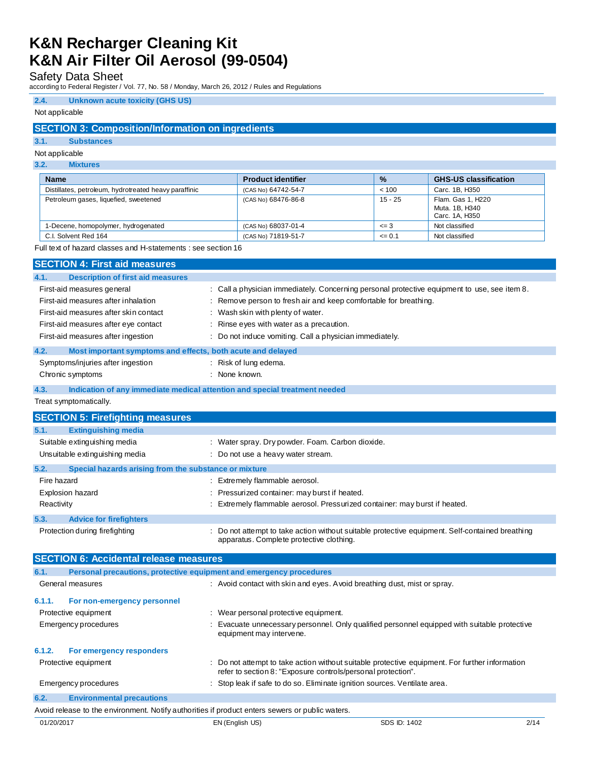### 2.4. Unknown acute toxicity (GHS US)

Not applicable

## SECTION 3: Composition/Information on ingredients

### 3.1. Substances

Not applicable

### 3.2. Mixtures

| Name | Product identifier | % | GHS-US classification |
|---|---|---|---|
| Distillates, petroleum, hydrotreated heavy paraffinic | (CAS No) 64742-54-7 | < 100 | Carc. 1B, H350 |
| Petroleum gases, liquefied, sweetened | (CAS No) 68476-86-8 | 15 - 25 | Flam. Gas 1, H220<br>Muta. 1B, H340<br>Carc. 1A, H350 |
| 1-Decene, homopolymer, hydrogenated | (CAS No) 68037-01-4 | <= 3 | Not classified |
| C.I. Solvent Red 164 | (CAS No) 71819-51-7 | <= 0.1 | Not classified |

Full text of hazard classes and H-statements : see section 16

## SECTION 4: First aid measures

### 4.1. Description of first aid measures

First-aid measures general : Call a physician immediately. Concerning personal protective equipment to use, see item 8.

First-aid measures after inhalation : Remove person to fresh air and keep comfortable for breathing.

First-aid measures after skin contact : Wash skin with plenty of water.

First-aid measures after eye contact : Rinse eyes with water as a precaution.

First-aid measures after ingestion : Do not induce vomiting. Call a physician immediately.

### 4.2. Most important symptoms and effects, both acute and delayed

Symptoms/injuries after ingestion : Risk of lung edema.

Chronic symptoms : None known.

### 4.3. Indication of any immediate medical attention and special treatment needed

Treat symptomatically.

## SECTION 5: Firefighting measures

### 5.1. Extinguishing media

Suitable extinguishing media : Water spray. Dry powder. Foam. Carbon dioxide.

Unsuitable extinguishing media : Do not use a heavy water stream.

### 5.2. Special hazards arising from the substance or mixture

Fire hazard : Extremely flammable aerosol.

Explosion hazard : Pressurized container: may burst if heated.

Reactivity : Extremely flammable aerosol. Pressurized container: may burst if heated.

### 5.3. Advice for firefighters

Protection during firefighting : Do not attempt to take action without suitable protective equipment. Self-contained breathing apparatus. Complete protective clothing.

## SECTION 6: Accidental release measures

### 6.1. Personal precautions, protective equipment and emergency procedures

General measures : Avoid contact with skin and eyes. Avoid breathing dust, mist or spray.

#### 6.1.1. For non-emergency personnel

Protective equipment : Wear personal protective equipment.

Emergency procedures : Evacuate unnecessary personnel. Only qualified personnel equipped with suitable protective equipment may intervene.

#### 6.1.2. For emergency responders

Protective equipment : Do not attempt to take action without suitable protective equipment. For further information refer to section 8: "Exposure controls/personal protection".

Emergency procedures : Stop leak if safe to do so. Eliminate ignition sources. Ventilate area.

### 6.2. Environmental precautions

Avoid release to the environment. Notify authorities if product enters sewers or public waters.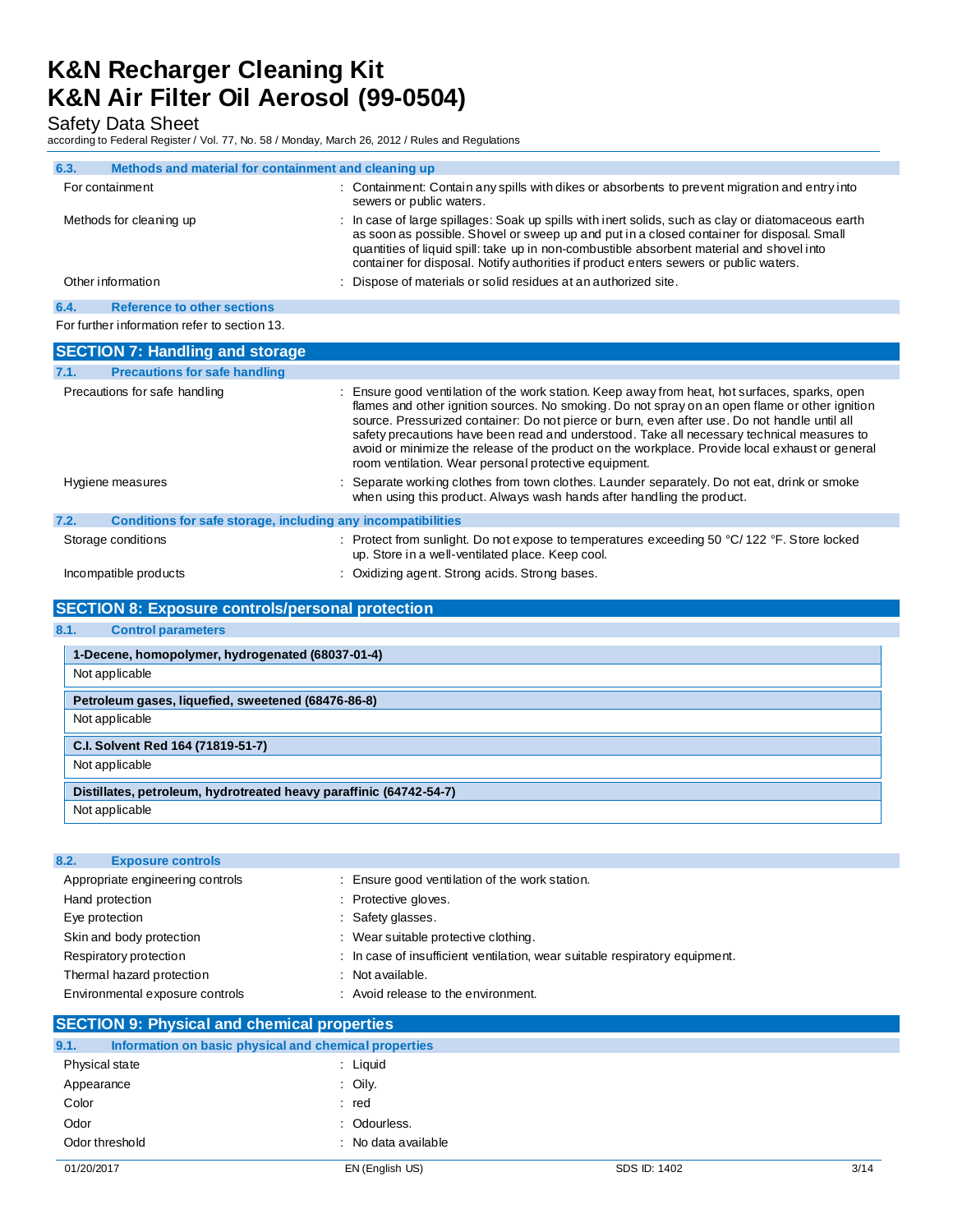### 6.3. Methods and material for containment and cleaning up

| | |
|---|---|
| For containment | : Containment: Contain any spills with dikes or absorbents to prevent migration and entry into sewers or public waters. |
| Methods for cleaning up | : In case of large spillages: Soak up spills with inert solids, such as clay or diatomaceous earth as soon as possible. Shovel or sweep up and put in a closed container for disposal. Small quantities of liquid spill: take up in non-combustible absorbent material and shovel into container for disposal. Notify authorities if product enters sewers or public waters. |
| Other information | : Dispose of materials or solid residues at an authorized site. |

### 6.4. Reference to other sections

For further information refer to section 13.

## SECTION 7: Handling and storage

### 7.1. Precautions for safe handling

| | |
|---|---|
| Precautions for safe handling | : Ensure good ventilation of the work station. Keep away from heat, hot surfaces, sparks, open flames and other ignition sources. No smoking. Do not spray on an open flame or other ignition source. Pressurized container: Do not pierce or burn, even after use. Do not handle until all safety precautions have been read and understood. Take all necessary technical measures to avoid or minimize the release of the product on the workplace. Provide local exhaust or general room ventilation. Wear personal protective equipment. |
| Hygiene measures | : Separate working clothes from town clothes. Launder separately. Do not eat, drink or smoke when using this product. Always wash hands after handling the product. |

### 7.2. Conditions for safe storage, including any incompatibilities

| | |
|---|---|
| Storage conditions | : Protect from sunlight. Do not expose to temperatures exceeding 50 °C/ 122 °F. Store locked up. Store in a well-ventilated place. Keep cool. |
| Incompatible products | : Oxidizing agent. Strong acids. Strong bases. |

## SECTION 8: Exposure controls/personal protection

### 8.1. Control parameters

| **1-Decene, homopolymer, hydrogenated (68037-01-4)** |
|---|
| Not applicable |

| **Petroleum gases, liquefied, sweetened (68476-86-8)** |
|---|
| Not applicable |

| **C.I. Solvent Red 164 (71819-51-7)** |
|---|
| Not applicable |

| **Distillates, petroleum, hydrotreated heavy paraffinic (64742-54-7)** |
|---|
| Not applicable |

### 8.2. Exposure controls

| | |
|---|---|
| Appropriate engineering controls | : Ensure good ventilation of the work station. |
| Hand protection | : Protective gloves. |
| Eye protection | : Safety glasses. |
| Skin and body protection | : Wear suitable protective clothing. |
| Respiratory protection | : In case of insufficient ventilation, wear suitable respiratory equipment. |
| Thermal hazard protection | : Not available. |
| Environmental exposure controls | : Avoid release to the environment. |

## SECTION 9: Physical and chemical properties

### 9.1. Information on basic physical and chemical properties

| | |
|---|---|
| Physical state | : Liquid |
| Appearance | : Oily. |
| Color | : red |
| Odor | : Odourless. |
| Odor threshold | : No data available |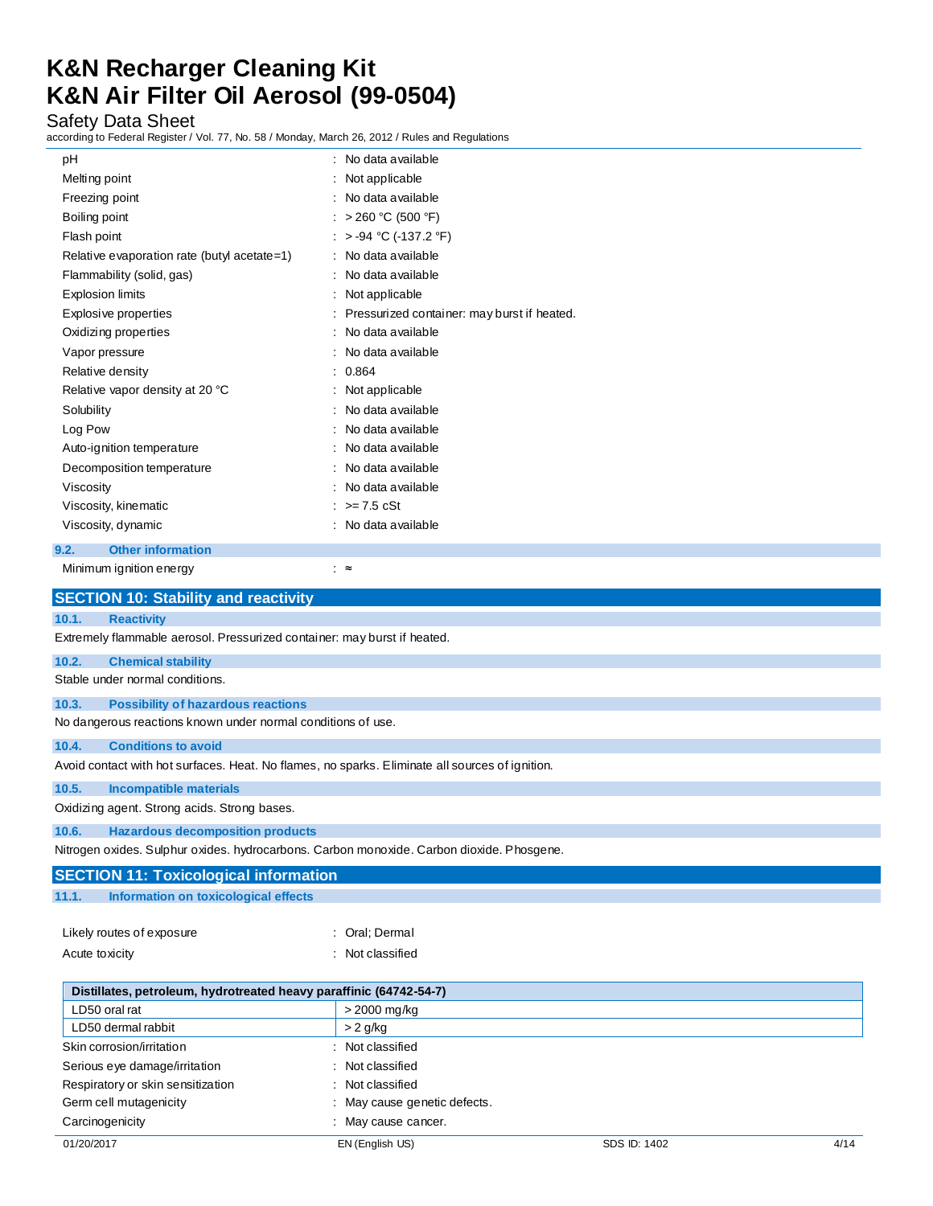| Property | Value |
|---|---|
| pH | No data available |
| Melting point | Not applicable |
| Freezing point | No data available |
| Boiling point | > 260 °C (500 °F) |
| Flash point | > -94 °C (-137.2 °F) |
| Relative evaporation rate (butyl acetate=1) | No data available |
| Flammability (solid, gas) | No data available |
| Explosion limits | Not applicable |
| Explosive properties | Pressurized container: may burst if heated. |
| Oxidizing properties | No data available |
| Vapor pressure | No data available |
| Relative density | 0.864 |
| Relative vapor density at 20 °C | Not applicable |
| Solubility | No data available |
| Log Pow | No data available |
| Auto-ignition temperature | No data available |
| Decomposition temperature | No data available |
| Viscosity | No data available |
| Viscosity, kinematic | >= 7.5 cSt |
| Viscosity, dynamic | No data available |

### 9.2. Other information

Minimum ignition energy : ≈

## SECTION 10: Stability and reactivity

### 10.1. Reactivity

Extremely flammable aerosol. Pressurized container: may burst if heated.

### 10.2. Chemical stability

Stable under normal conditions.

### 10.3. Possibility of hazardous reactions

No dangerous reactions known under normal conditions of use.

### 10.4. Conditions to avoid

Avoid contact with hot surfaces. Heat. No flames, no sparks. Eliminate all sources of ignition.

### 10.5. Incompatible materials

Oxidizing agent. Strong acids. Strong bases.

### 10.6. Hazardous decomposition products

Nitrogen oxides. Sulphur oxides. hydrocarbons. Carbon monoxide. Carbon dioxide. Phosgene.

## SECTION 11: Toxicological information

### 11.1. Information on toxicological effects

Likely routes of exposure : Oral; Dermal

Acute toxicity : Not classified

| Distillates, petroleum, hydrotreated heavy paraffinic (64742-54-7) | |
|---|---|
| LD50 oral rat | > 2000 mg/kg |
| LD50 dermal rabbit | > 2 g/kg |

Skin corrosion/irritation : Not classified

Serious eye damage/irritation : Not classified

Respiratory or skin sensitization : Not classified

Germ cell mutagenicity : May cause genetic defects.

Carcinogenicity : May cause cancer.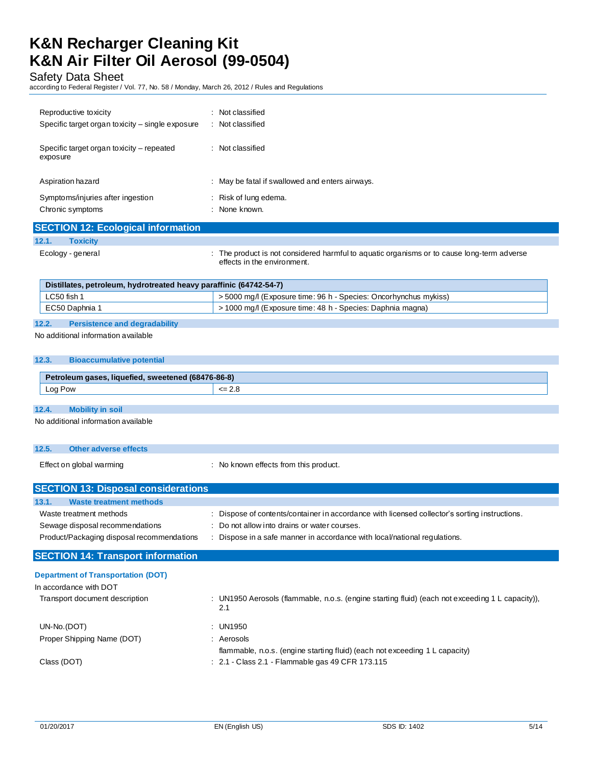| | |
|---|---|
| Reproductive toxicity | : Not classified |
| Specific target organ toxicity – single exposure | : Not classified |
| Specific target organ toxicity – repeated exposure | : Not classified |
| Aspiration hazard | : May be fatal if swallowed and enters airways. |
| Symptoms/injuries after ingestion | : Risk of lung edema. |
| Chronic symptoms | : None known. |

## SECTION 12: Ecological information

### 12.1. Toxicity

Ecology - general : The product is not considered harmful to aquatic organisms or to cause long-term adverse effects in the environment.

| Distillates, petroleum, hydrotreated heavy paraffinic (64742-54-7) | |
|---|---|
| LC50 fish 1 | > 5000 mg/l (Exposure time: 96 h - Species: Oncorhynchus mykiss) |
| EC50 Daphnia 1 | > 1000 mg/l (Exposure time: 48 h - Species: Daphnia magna) |

### 12.2. Persistence and degradability

No additional information available

### 12.3. Bioaccumulative potential

| Petroleum gases, liquefied, sweetened (68476-86-8) | |
|---|---|
| Log Pow | <= 2.8 |

### 12.4. Mobility in soil

No additional information available

### 12.5. Other adverse effects

Effect on global warming : No known effects from this product.

## SECTION 13: Disposal considerations

### 13.1. Waste treatment methods

| | |
|---|---|
| Waste treatment methods | : Dispose of contents/container in accordance with licensed collector's sorting instructions. |
| Sewage disposal recommendations | : Do not allow into drains or water courses. |
| Product/Packaging disposal recommendations | : Dispose in a safe manner in accordance with local/national regulations. |

## SECTION 14: Transport information

**Department of Transportation (DOT)**

In accordance with DOT

| | |
|---|---|
| Transport document description | : UN1950 Aerosols (flammable, n.o.s. (engine starting fluid) (each not exceeding 1 L capacity)), 2.1 |
| UN-No.(DOT) | : UN1950 |
| Proper Shipping Name (DOT) | : Aerosols<br>flammable, n.o.s. (engine starting fluid) (each not exceeding 1 L capacity) |
| Class (DOT) | : 2.1 - Class 2.1 - Flammable gas 49 CFR 173.115 |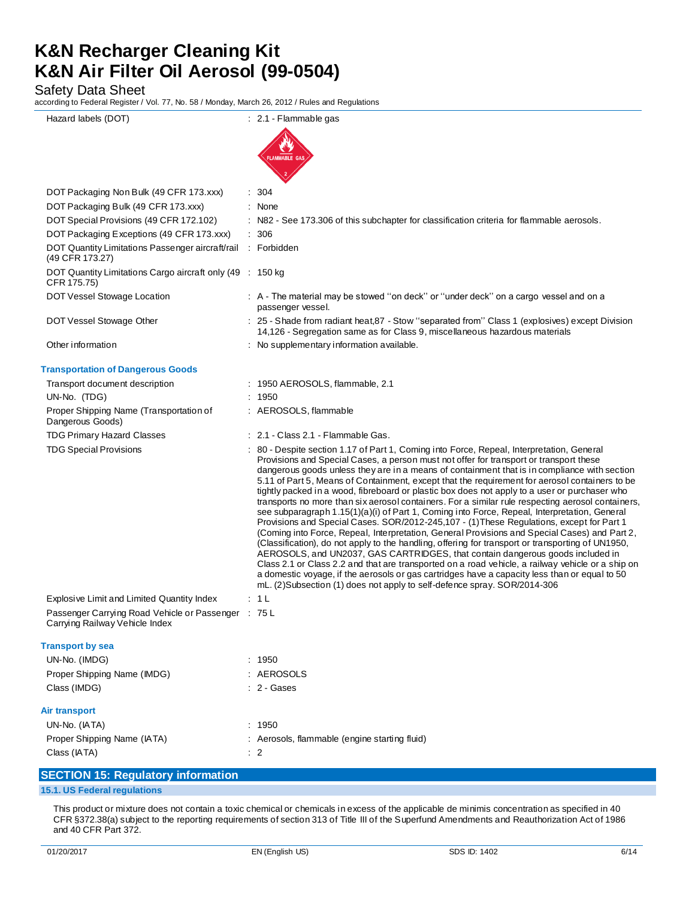| | |
|---|---|
| Hazard labels (DOT) | : 2.1 - Flammable gas |
| DOT Packaging Non Bulk (49 CFR 173.xxx) | : 304 |
| DOT Packaging Bulk (49 CFR 173.xxx) | : None |
| DOT Special Provisions (49 CFR 172.102) | : N82 - See 173.306 of this subchapter for classification criteria for flammable aerosols. |
| DOT Packaging Exceptions (49 CFR 173.xxx) | : 306 |
| DOT Quantity Limitations Passenger aircraft/rail (49 CFR 173.27) | : Forbidden |
| DOT Quantity Limitations Cargo aircraft only (49 CFR 175.75) | : 150 kg |
| DOT Vessel Stowage Location | : A - The material may be stowed ''on deck'' or ''under deck'' on a cargo vessel and on a passenger vessel. |
| DOT Vessel Stowage Other | : 25 - Shade from radiant heat,87 - Stow ''separated from'' Class 1 (explosives) except Division 14,126 - Segregation same as for Class 9, miscellaneous hazardous materials |
| Other information | : No supplementary information available. |

**Transportation of Dangerous Goods**

| | |
|---|---|
| Transport document description | : 1950 AEROSOLS, flammable, 2.1 |
| UN-No. (TDG) | : 1950 |
| Proper Shipping Name (Transportation of Dangerous Goods) | : AEROSOLS, flammable |
| TDG Primary Hazard Classes | : 2.1 - Class 2.1 - Flammable Gas. |
| TDG Special Provisions | : 80 - Despite section 1.17 of Part 1, Coming into Force, Repeal, Interpretation, General Provisions and Special Cases, a person must not offer for transport or transport these dangerous goods unless they are in a means of containment that is in compliance with section 5.11 of Part 5, Means of Containment, except that the requirement for aerosol containers to be tightly packed in a wood, fibreboard or plastic box does not apply to a user or purchaser who transports no more than six aerosol containers. For a similar rule respecting aerosol containers, see subparagraph 1.15(1)(a)(i) of Part 1, Coming into Force, Repeal, Interpretation, General Provisions and Special Cases. SOR/2012-245,107 - (1)These Regulations, except for Part 1 (Coming into Force, Repeal, Interpretation, General Provisions and Special Cases) and Part 2, (Classification), do not apply to the handling, offering for transport or transporting of UN1950, AEROSOLS, and UN2037, GAS CARTRIDGES, that contain dangerous goods included in Class 2.1 or Class 2.2 and that are transported on a road vehicle, a railway vehicle or a ship on a domestic voyage, if the aerosols or gas cartridges have a capacity less than or equal to 50 mL. (2)Subsection (1) does not apply to self-defence spray. SOR/2014-306 |
| Explosive Limit and Limited Quantity Index | : 1 L |
| Passenger Carrying Road Vehicle or Passenger Carrying Railway Vehicle Index | : 75 L |

**Transport by sea**

| | |
|---|---|
| UN-No. (IMDG) | : 1950 |
| Proper Shipping Name (IMDG) | : AEROSOLS |
| Class (IMDG) | : 2 - Gases |

**Air transport**

| | |
|---|---|
| UN-No. (IATA) | : 1950 |
| Proper Shipping Name (IATA) | : Aerosols, flammable (engine starting fluid) |
| Class (IATA) | : 2 |

## SECTION 15: Regulatory information

### 15.1. US Federal regulations

This product or mixture does not contain a toxic chemical or chemicals in excess of the applicable de minimis concentration as specified in 40 CFR §372.38(a) subject to the reporting requirements of section 313 of Title III of the Superfund Amendments and Reauthorization Act of 1986 and 40 CFR Part 372.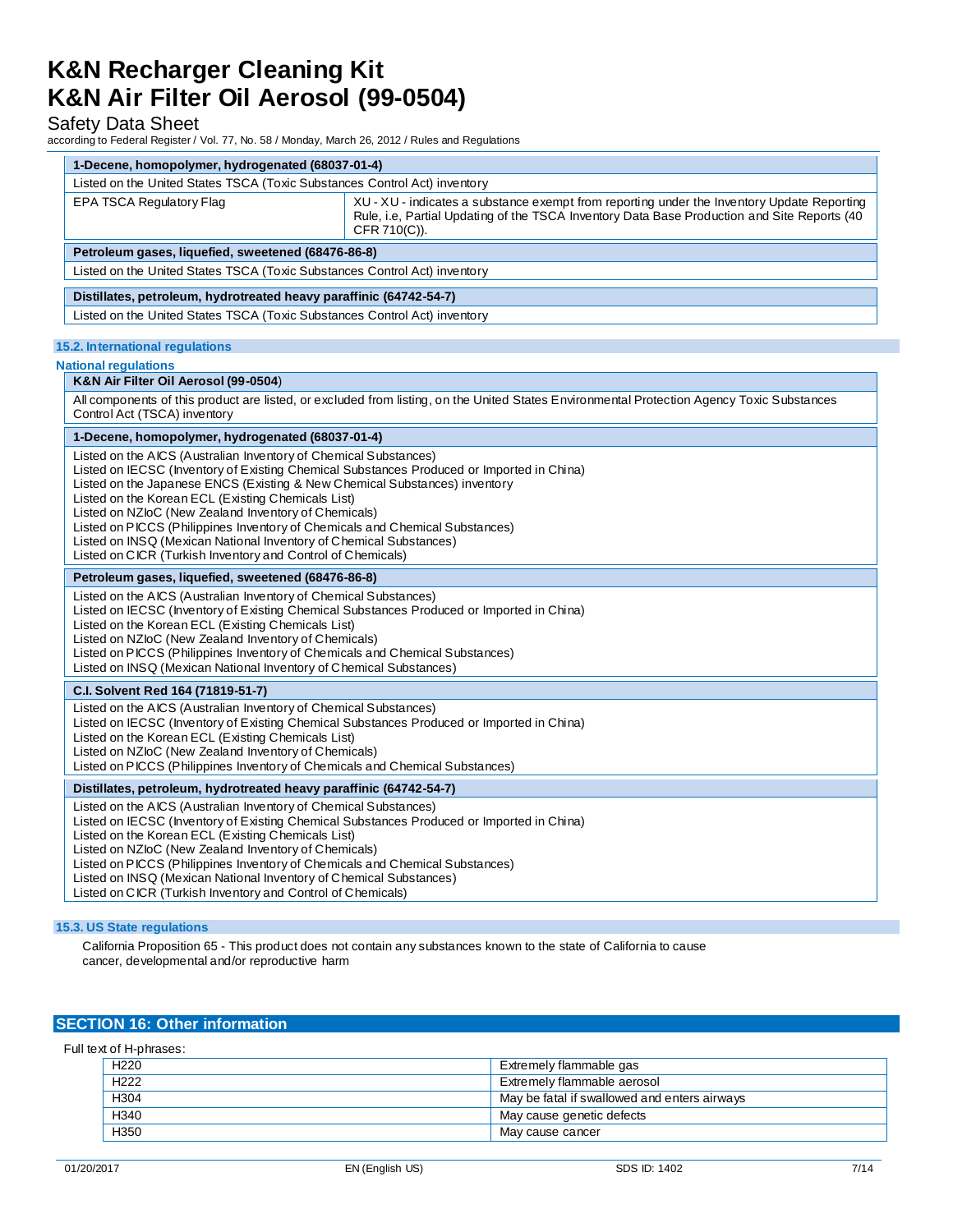| 1-Decene, homopolymer, hydrogenated (68037-01-4) | |
|---|---|
| Listed on the United States TSCA (Toxic Substances Control Act) inventory | |
| EPA TSCA Regulatory Flag | XU - XU - indicates a substance exempt from reporting under the Inventory Update Reporting Rule, i.e, Partial Updating of the TSCA Inventory Data Base Production and Site Reports (40 CFR 710(C)). |

| Petroleum gases, liquefied, sweetened (68476-86-8) |
|---|
| Listed on the United States TSCA (Toxic Substances Control Act) inventory |

| Distillates, petroleum, hydrotreated heavy paraffinic (64742-54-7) |
|---|
| Listed on the United States TSCA (Toxic Substances Control Act) inventory |

### 15.2. International regulations

**National regulations**

| K&N Air Filter Oil Aerosol (99-0504) |
|---|
| All components of this product are listed, or excluded from listing, on the United States Environmental Protection Agency Toxic Substances Control Act (TSCA) inventory |

| 1-Decene, homopolymer, hydrogenated (68037-01-4) |
|---|
| Listed on the AICS (Australian Inventory of Chemical Substances)<br>Listed on IECSC (Inventory of Existing Chemical Substances Produced or Imported in China)<br>Listed on the Japanese ENCS (Existing & New Chemical Substances) inventory<br>Listed on the Korean ECL (Existing Chemicals List)<br>Listed on NZIoC (New Zealand Inventory of Chemicals)<br>Listed on PICCS (Philippines Inventory of Chemicals and Chemical Substances)<br>Listed on INSQ (Mexican National Inventory of Chemical Substances)<br>Listed on CICR (Turkish Inventory and Control of Chemicals) |

| Petroleum gases, liquefied, sweetened (68476-86-8) |
|---|
| Listed on the AICS (Australian Inventory of Chemical Substances)<br>Listed on IECSC (Inventory of Existing Chemical Substances Produced or Imported in China)<br>Listed on the Korean ECL (Existing Chemicals List)<br>Listed on NZIoC (New Zealand Inventory of Chemicals)<br>Listed on PICCS (Philippines Inventory of Chemicals and Chemical Substances)<br>Listed on INSQ (Mexican National Inventory of Chemical Substances) |

| C.I. Solvent Red 164 (71819-51-7) |
|---|
| Listed on the AICS (Australian Inventory of Chemical Substances)<br>Listed on IECSC (Inventory of Existing Chemical Substances Produced or Imported in China)<br>Listed on the Korean ECL (Existing Chemicals List)<br>Listed on NZIoC (New Zealand Inventory of Chemicals)<br>Listed on PICCS (Philippines Inventory of Chemicals and Chemical Substances) |

| Distillates, petroleum, hydrotreated heavy paraffinic (64742-54-7) |
|---|
| Listed on the AICS (Australian Inventory of Chemical Substances)<br>Listed on IECSC (Inventory of Existing Chemical Substances Produced or Imported in China)<br>Listed on the Korean ECL (Existing Chemicals List)<br>Listed on NZIoC (New Zealand Inventory of Chemicals)<br>Listed on PICCS (Philippines Inventory of Chemicals and Chemical Substances)<br>Listed on INSQ (Mexican National Inventory of Chemical Substances)<br>Listed on CICR (Turkish Inventory and Control of Chemicals) |

### 15.3. US State regulations

California Proposition 65 - This product does not contain any substances known to the state of California to cause cancer, developmental and/or reproductive harm

## SECTION 16: Other information

Full text of H-phrases:

| | |
|---|---|
| H220 | Extremely flammable gas |
| H222 | Extremely flammable aerosol |
| H304 | May be fatal if swallowed and enters airways |
| H340 | May cause genetic defects |
| H350 | May cause cancer |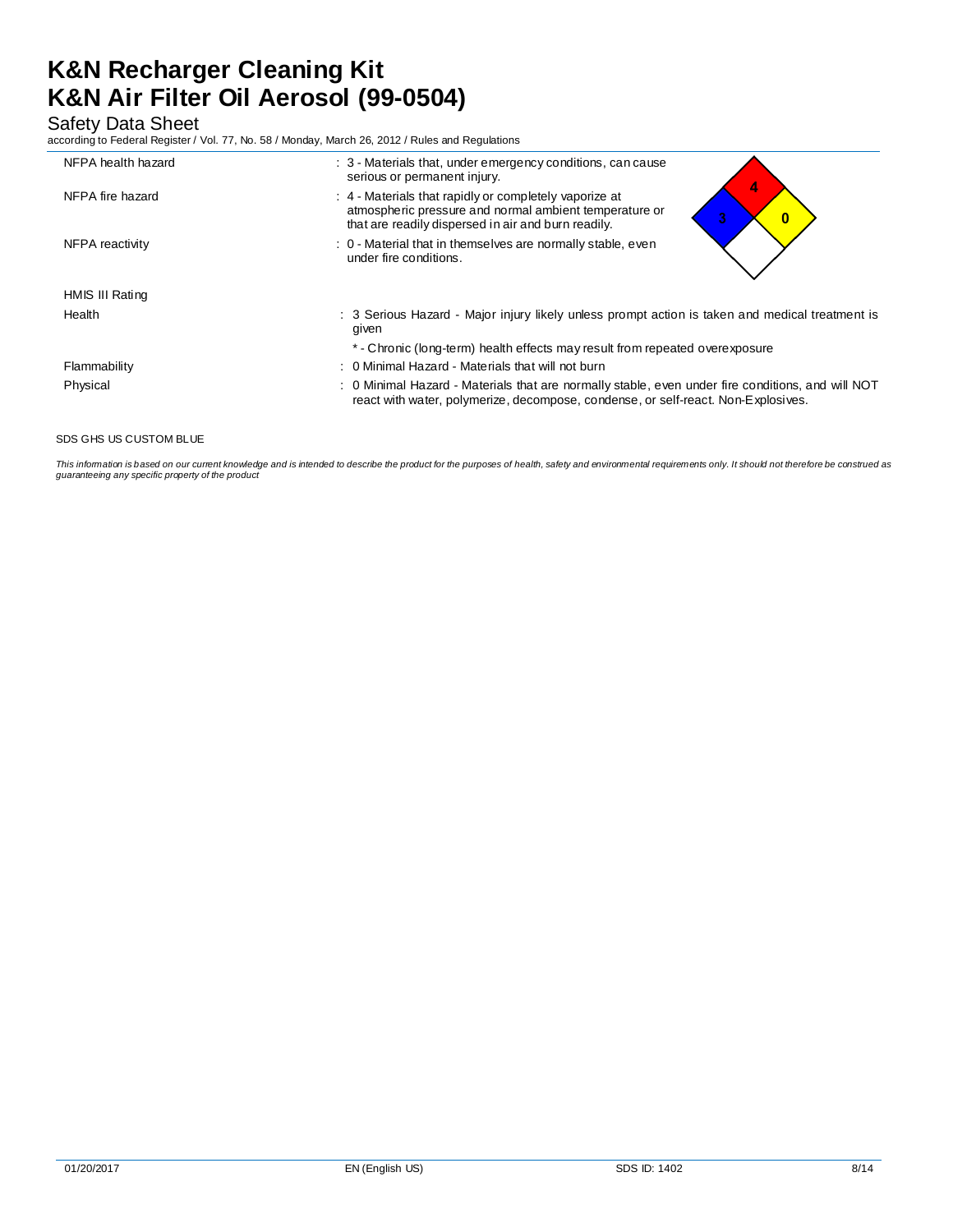NFPA health hazard : 3 - Materials that, under emergency conditions, can cause serious or permanent injury.

NFPA fire hazard : 4 - Materials that rapidly or completely vaporize at atmospheric pressure and normal ambient temperature or that are readily dispersed in air and burn readily.

NFPA reactivity : 0 - Material that in themselves are normally stable, even under fire conditions.

HMIS III Rating

Health : 3 Serious Hazard - Major injury likely unless prompt action is taken and medical treatment is given

\* - Chronic (long-term) health effects may result from repeated overexposure

Flammability : 0 Minimal Hazard - Materials that will not burn

Physical : 0 Minimal Hazard - Materials that are normally stable, even under fire conditions, and will NOT react with water, polymerize, decompose, condense, or self-react. Non-Explosives.

SDS GHS US CUSTOM BLUE

*This information is based on our current knowledge and is intended to describe the product for the purposes of health, safety and environmental requirements only. It should not therefore be construed as guaranteeing any specific property of the product*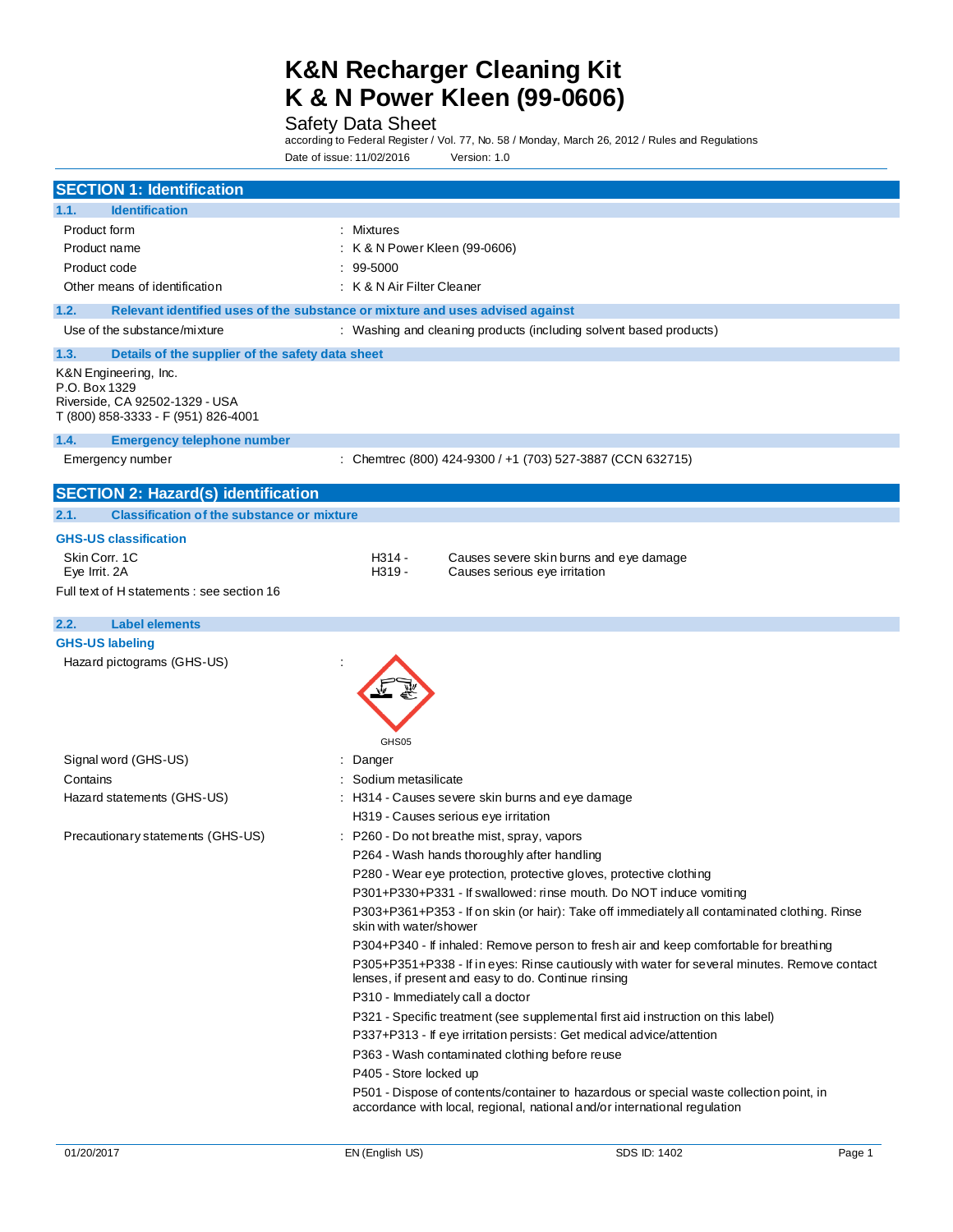# K&N Recharger Cleaning Kit
# K & N Power Kleen (99-0606)

Safety Data Sheet

according to Federal Register / Vol. 77, No. 58 / Monday, March 26, 2012 / Rules and Regulations

Date of issue: 11/02/2016 Version: 1.0

## SECTION 1: Identification

### 1.1. Identification

| | |
|---|---|
| Product form | : Mixtures |
| Product name | : K & N Power Kleen (99-0606) |
| Product code | : 99-5000 |
| Other means of identification | : K & N Air Filter Cleaner |

### 1.2. Relevant identified uses of the substance or mixture and uses advised against

| | |
|---|---|
| Use of the substance/mixture | : Washing and cleaning products (including solvent based products) |

### 1.3. Details of the supplier of the safety data sheet

K&N Engineering, Inc.
P.O. Box 1329
Riverside, CA 92502-1329 - USA
T (800) 858-3333 - F (951) 826-4001

### 1.4. Emergency telephone number

| | |
|---|---|
| Emergency number | : Chemtrec (800) 424-9300 / +1 (703) 527-3887 (CCN 632715) |

## SECTION 2: Hazard(s) identification

### 2.1. Classification of the substance or mixture

**GHS-US classification**

| | | |
|---|---|---|
| Skin Corr. 1C | H314 - | Causes severe skin burns and eye damage |
| Eye Irrit. 2A | H319 - | Causes serious eye irritation |

Full text of H statements : see section 16

### 2.2. Label elements

**GHS-US labeling**

Hazard pictograms (GHS-US) :

GHS05

Signal word (GHS-US) : Danger

Contains : Sodium metasilicate

Hazard statements (GHS-US) :
- H314 - Causes severe skin burns and eye damage
- H319 - Causes serious eye irritation

Precautionary statements (GHS-US) :
- P260 - Do not breathe mist, spray, vapors
- P264 - Wash hands thoroughly after handling
- P280 - Wear eye protection, protective gloves, protective clothing
- P301+P330+P331 - If swallowed: rinse mouth. Do NOT induce vomiting
- P303+P361+P353 - If on skin (or hair): Take off immediately all contaminated clothing. Rinse skin with water/shower
- P304+P340 - If inhaled: Remove person to fresh air and keep comfortable for breathing
- P305+P351+P338 - If in eyes: Rinse cautiously with water for several minutes. Remove contact lenses, if present and easy to do. Continue rinsing
- P310 - Immediately call a doctor
- P321 - Specific treatment (see supplemental first aid instruction on this label)
- P337+P313 - If eye irritation persists: Get medical advice/attention
- P363 - Wash contaminated clothing before reuse
- P405 - Store locked up
- P501 - Dispose of contents/container to hazardous or special waste collection point, in accordance with local, regional, national and/or international regulation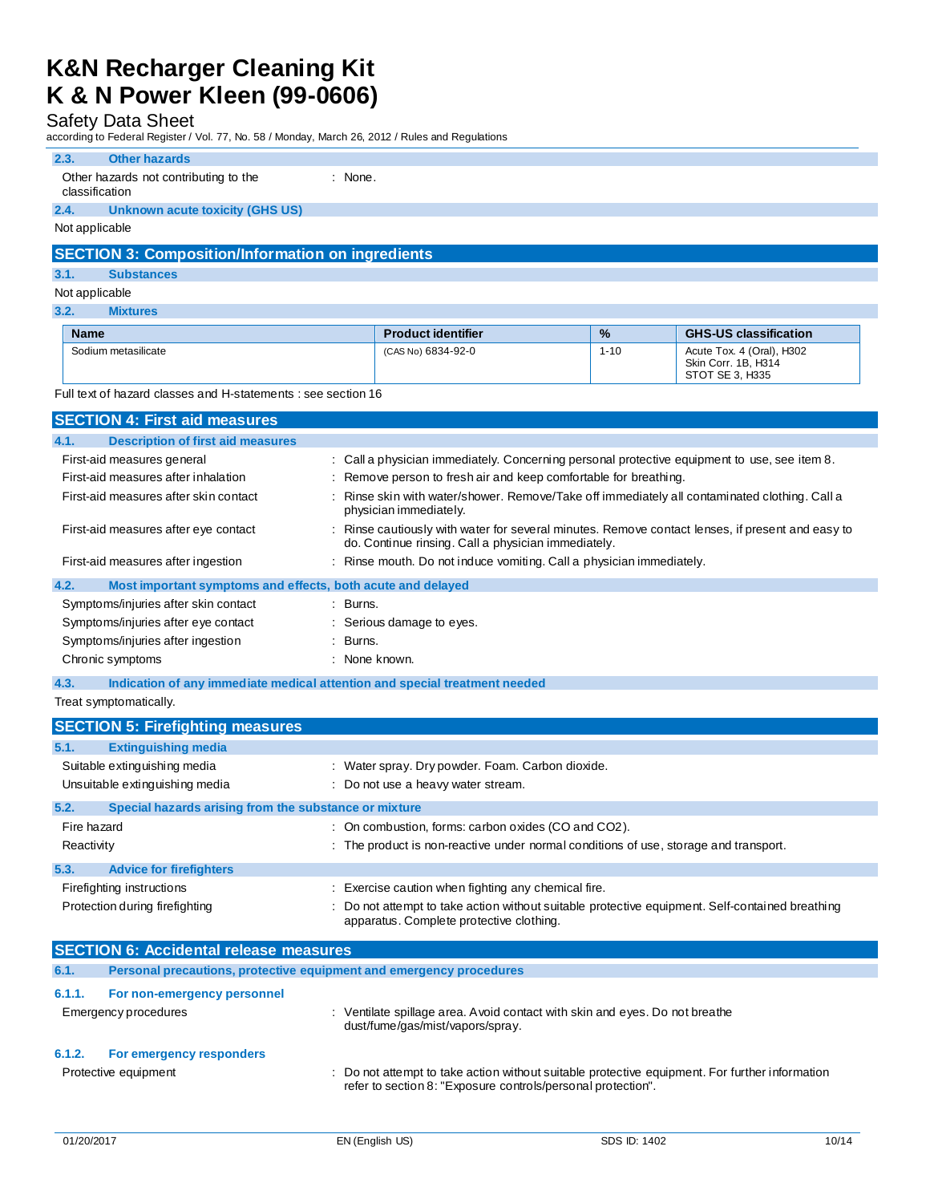#### 2.3. Other hazards

| | |
|---|---|
| Other hazards not contributing to the classification | : None. |

#### 2.4. Unknown acute toxicity (GHS US)

Not applicable

## SECTION 3: Composition/Information on ingredients

#### 3.1. Substances

Not applicable

#### 3.2. Mixtures

| Name | Product identifier | % | GHS-US classification |
|---|---|---|---|
| Sodium metasilicate | (CAS No) 6834-92-0 | 1-10 | Acute Tox. 4 (Oral), H302<br>Skin Corr. 1B, H314<br>STOT SE 3, H335 |

Full text of hazard classes and H-statements : see section 16

## SECTION 4: First aid measures

#### 4.1. Description of first aid measures

| | |
|---|---|
| First-aid measures general | : Call a physician immediately. Concerning personal protective equipment to use, see item 8. |
| First-aid measures after inhalation | : Remove person to fresh air and keep comfortable for breathing. |
| First-aid measures after skin contact | : Rinse skin with water/shower. Remove/Take off immediately all contaminated clothing. Call a physician immediately. |
| First-aid measures after eye contact | : Rinse cautiously with water for several minutes. Remove contact lenses, if present and easy to do. Continue rinsing. Call a physician immediately. |
| First-aid measures after ingestion | : Rinse mouth. Do not induce vomiting. Call a physician immediately. |

#### 4.2. Most important symptoms and effects, both acute and delayed

| | |
|---|---|
| Symptoms/injuries after skin contact | : Burns. |
| Symptoms/injuries after eye contact | : Serious damage to eyes. |
| Symptoms/injuries after ingestion | : Burns. |
| Chronic symptoms | : None known. |

#### 4.3. Indication of any immediate medical attention and special treatment needed

Treat symptomatically.

## SECTION 5: Firefighting measures

#### 5.1. Extinguishing media

| | |
|---|---|
| Suitable extinguishing media | : Water spray. Dry powder. Foam. Carbon dioxide. |
| Unsuitable extinguishing media | : Do not use a heavy water stream. |

#### 5.2. Special hazards arising from the substance or mixture

| | |
|---|---|
| Fire hazard | : On combustion, forms: carbon oxides (CO and $CO_2$). |
| Reactivity | : The product is non-reactive under normal conditions of use, storage and transport. |

#### 5.3. Advice for firefighters

| | |
|---|---|
| Firefighting instructions | : Exercise caution when fighting any chemical fire. |
| Protection during firefighting | : Do not attempt to take action without suitable protective equipment. Self-contained breathing apparatus. Complete protective clothing. |

## SECTION 6: Accidental release measures

#### 6.1. Personal precautions, protective equipment and emergency procedures

##### 6.1.1. For non-emergency personnel

| | |
|---|---|
| Emergency procedures | : Ventilate spillage area. Avoid contact with skin and eyes. Do not breathe dust/fume/gas/mist/vapors/spray. |

##### 6.1.2. For emergency responders

| | |
|---|---|
| Protective equipment | : Do not attempt to take action without suitable protective equipment. For further information refer to section 8: "Exposure controls/personal protection". |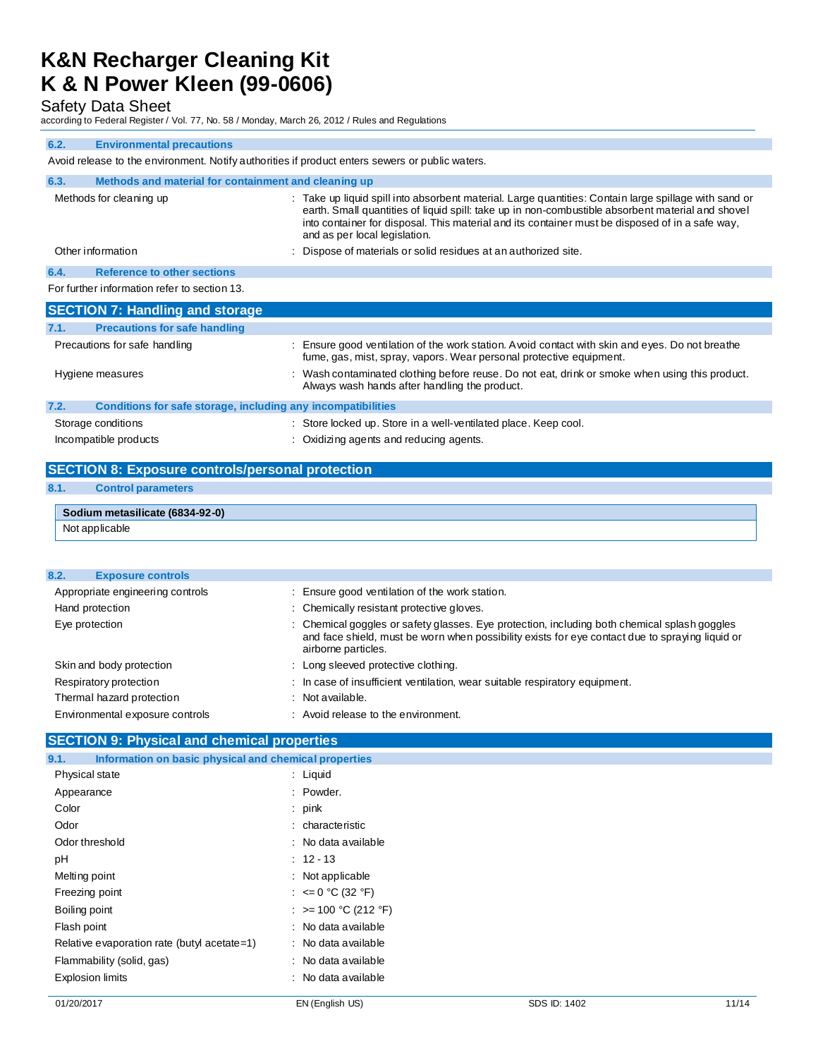### 6.2. Environmental precautions

Avoid release to the environment. Notify authorities if product enters sewers or public waters.

### 6.3. Methods and material for containment and cleaning up

| | |
|---|---|
| Methods for cleaning up | : Take up liquid spill into absorbent material. Large quantities: Contain large spillage with sand or earth. Small quantities of liquid spill: take up in non-combustible absorbent material and shovel into container for disposal. This material and its container must be disposed of in a safe way, and as per local legislation. |
| Other information | : Dispose of materials or solid residues at an authorized site. |

### 6.4. Reference to other sections

For further information refer to section 13.

## SECTION 7: Handling and storage

### 7.1. Precautions for safe handling

| | |
|---|---|
| Precautions for safe handling | : Ensure good ventilation of the work station. Avoid contact with skin and eyes. Do not breathe fume, gas, mist, spray, vapors. Wear personal protective equipment. |
| Hygiene measures | : Wash contaminated clothing before reuse. Do not eat, drink or smoke when using this product. Always wash hands after handling the product. |

### 7.2. Conditions for safe storage, including any incompatibilities

| | |
|---|---|
| Storage conditions | : Store locked up. Store in a well-ventilated place. Keep cool. |
| Incompatible products | : Oxidizing agents and reducing agents. |

## SECTION 8: Exposure controls/personal protection

### 8.1. Control parameters

| Sodium metasilicate (6834-92-0) |
|---|
| Not applicable |

### 8.2. Exposure controls

| | |
|---|---|
| Appropriate engineering controls | : Ensure good ventilation of the work station. |
| Hand protection | : Chemically resistant protective gloves. |
| Eye protection | : Chemical goggles or safety glasses. Eye protection, including both chemical splash goggles and face shield, must be worn when possibility exists for eye contact due to spraying liquid or airborne particles. |
| Skin and body protection | : Long sleeved protective clothing. |
| Respiratory protection | : In case of insufficient ventilation, wear suitable respiratory equipment. |
| Thermal hazard protection | : Not available. |
| Environmental exposure controls | : Avoid release to the environment. |

## SECTION 9: Physical and chemical properties

### 9.1. Information on basic physical and chemical properties

| | |
|---|---|
| Physical state | : Liquid |
| Appearance | : Powder. |
| Color | : pink |
| Odor | : characteristic |
| Odor threshold | : No data available |
| pH | : 12 - 13 |
| Melting point | : Not applicable |
| Freezing point | : <= 0 °C (32 °F) |
| Boiling point | : >= 100 °C (212 °F) |
| Flash point | : No data available |
| Relative evaporation rate (butyl acetate=1) | : No data available |
| Flammability (solid, gas) | : No data available |
| Explosion limits | : No data available |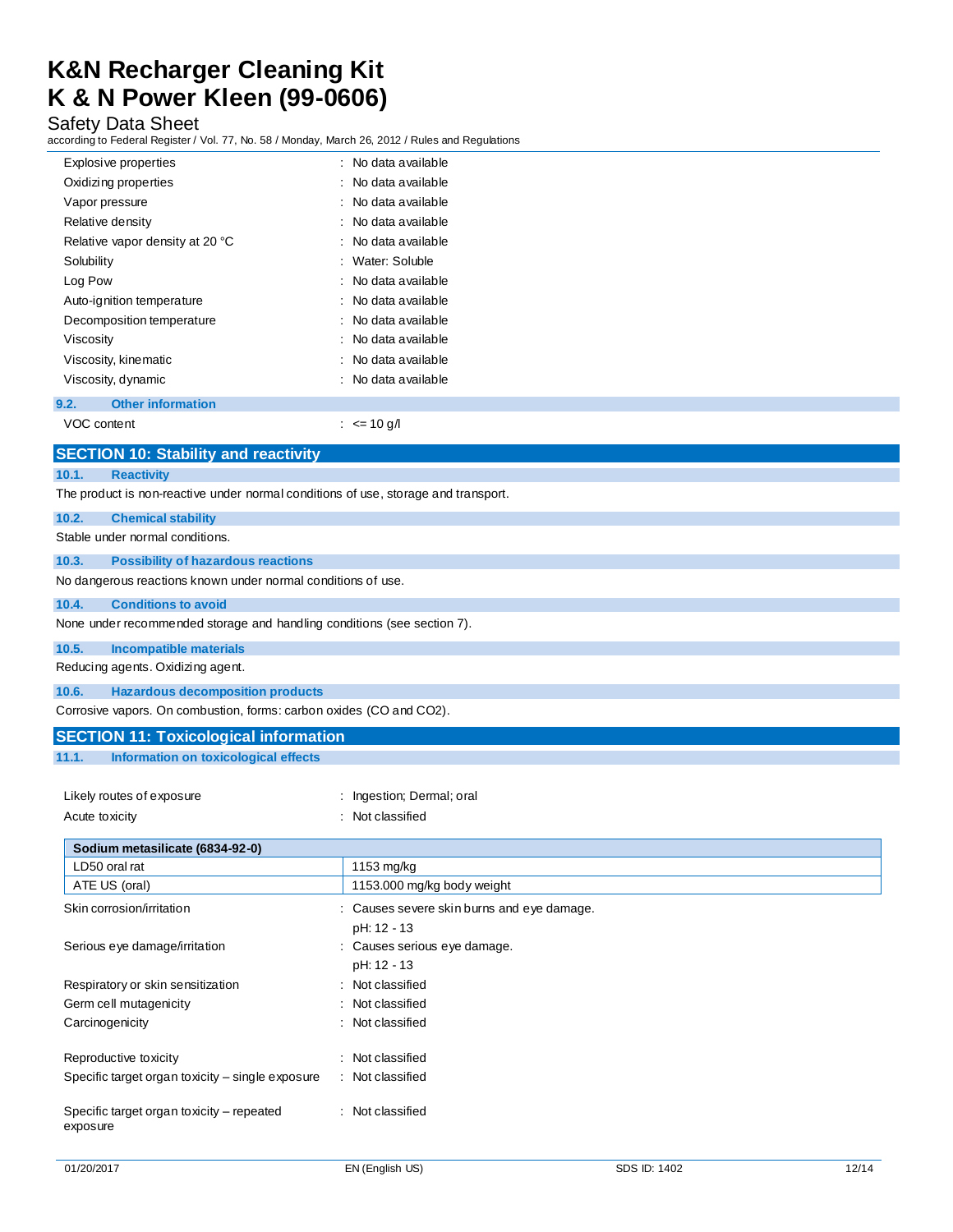| | |
|---|---|
| Explosive properties | : No data available |
| Oxidizing properties | : No data available |
| Vapor pressure | : No data available |
| Relative density | : No data available |
| Relative vapor density at 20 °C | : No data available |
| Solubility | : Water: Soluble |
| Log Pow | : No data available |
| Auto-ignition temperature | : No data available |
| Decomposition temperature | : No data available |
| Viscosity | : No data available |
| Viscosity, kinematic | : No data available |
| Viscosity, dynamic | : No data available |

### 9.2. Other information

VOC content : <= 10 g/l

## SECTION 10: Stability and reactivity

### 10.1. Reactivity

The product is non-reactive under normal conditions of use, storage and transport.

### 10.2. Chemical stability

Stable under normal conditions.

### 10.3. Possibility of hazardous reactions

No dangerous reactions known under normal conditions of use.

### 10.4. Conditions to avoid

None under recommended storage and handling conditions (see section 7).

### 10.5. Incompatible materials

Reducing agents. Oxidizing agent.

### 10.6. Hazardous decomposition products

Corrosive vapors. On combustion, forms: carbon oxides (CO and CO2).

## SECTION 11: Toxicological information

### 11.1. Information on toxicological effects

| | |
|---|---|
| Likely routes of exposure | : Ingestion; Dermal; oral |
| Acute toxicity | : Not classified |

| Sodium metasilicate (6834-92-0) | |
|---|---|
| LD50 oral rat | 1153 mg/kg |
| ATE US (oral) | 1153.000 mg/kg body weight |

| | |
|---|---|
| Skin corrosion/irritation | : Causes severe skin burns and eye damage.<br>pH: 12 - 13 |
| Serious eye damage/irritation | : Causes serious eye damage.<br>pH: 12 - 13 |
| Respiratory or skin sensitization | : Not classified |
| Germ cell mutagenicity | : Not classified |
| Carcinogenicity | : Not classified |
| Reproductive toxicity | : Not classified |
| Specific target organ toxicity – single exposure | : Not classified |
| Specific target organ toxicity – repeated exposure | : Not classified |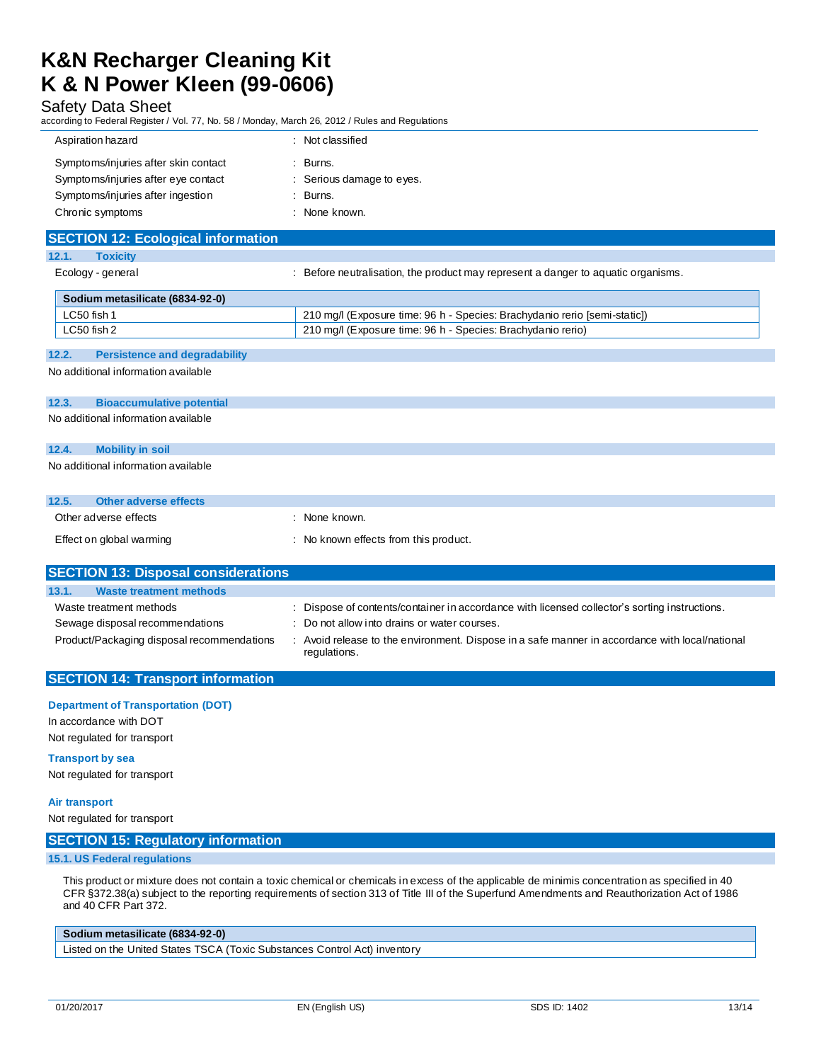| | |
|---|---|
| Aspiration hazard | : Not classified |
| Symptoms/injuries after skin contact | : Burns. |
| Symptoms/injuries after eye contact | : Serious damage to eyes. |
| Symptoms/injuries after ingestion | : Burns. |
| Chronic symptoms | : None known. |

## SECTION 12: Ecological information

### 12.1. Toxicity

Ecology - general : Before neutralisation, the product may represent a danger to aquatic organisms.

| Sodium metasilicate (6834-92-0) | |
|---|---|
| LC50 fish 1 | 210 mg/l (Exposure time: 96 h - Species: Brachydanio rerio [semi-static]) |
| LC50 fish 2 | 210 mg/l (Exposure time: 96 h - Species: Brachydanio rerio) |

### 12.2. Persistence and degradability

No additional information available

### 12.3. Bioaccumulative potential

No additional information available

### 12.4. Mobility in soil

No additional information available

### 12.5. Other adverse effects

| | |
|---|---|
| Other adverse effects | : None known. |
| Effect on global warming | : No known effects from this product. |

## SECTION 13: Disposal considerations

### 13.1. Waste treatment methods

| | |
|---|---|
| Waste treatment methods | : Dispose of contents/container in accordance with licensed collector's sorting instructions. |
| Sewage disposal recommendations | : Do not allow into drains or water courses. |
| Product/Packaging disposal recommendations | : Avoid release to the environment. Dispose in a safe manner in accordance with local/national regulations. |

## SECTION 14: Transport information

**Department of Transportation (DOT)**

In accordance with DOT

Not regulated for transport

**Transport by sea**

Not regulated for transport

**Air transport**

Not regulated for transport

## SECTION 15: Regulatory information

### 15.1. US Federal regulations

This product or mixture does not contain a toxic chemical or chemicals in excess of the applicable de minimis concentration as specified in 40 CFR §372.38(a) subject to the reporting requirements of section 313 of Title III of the Superfund Amendments and Reauthorization Act of 1986 and 40 CFR Part 372.

| Sodium metasilicate (6834-92-0) |
|---|
| Listed on the United States TSCA (Toxic Substances Control Act) inventory |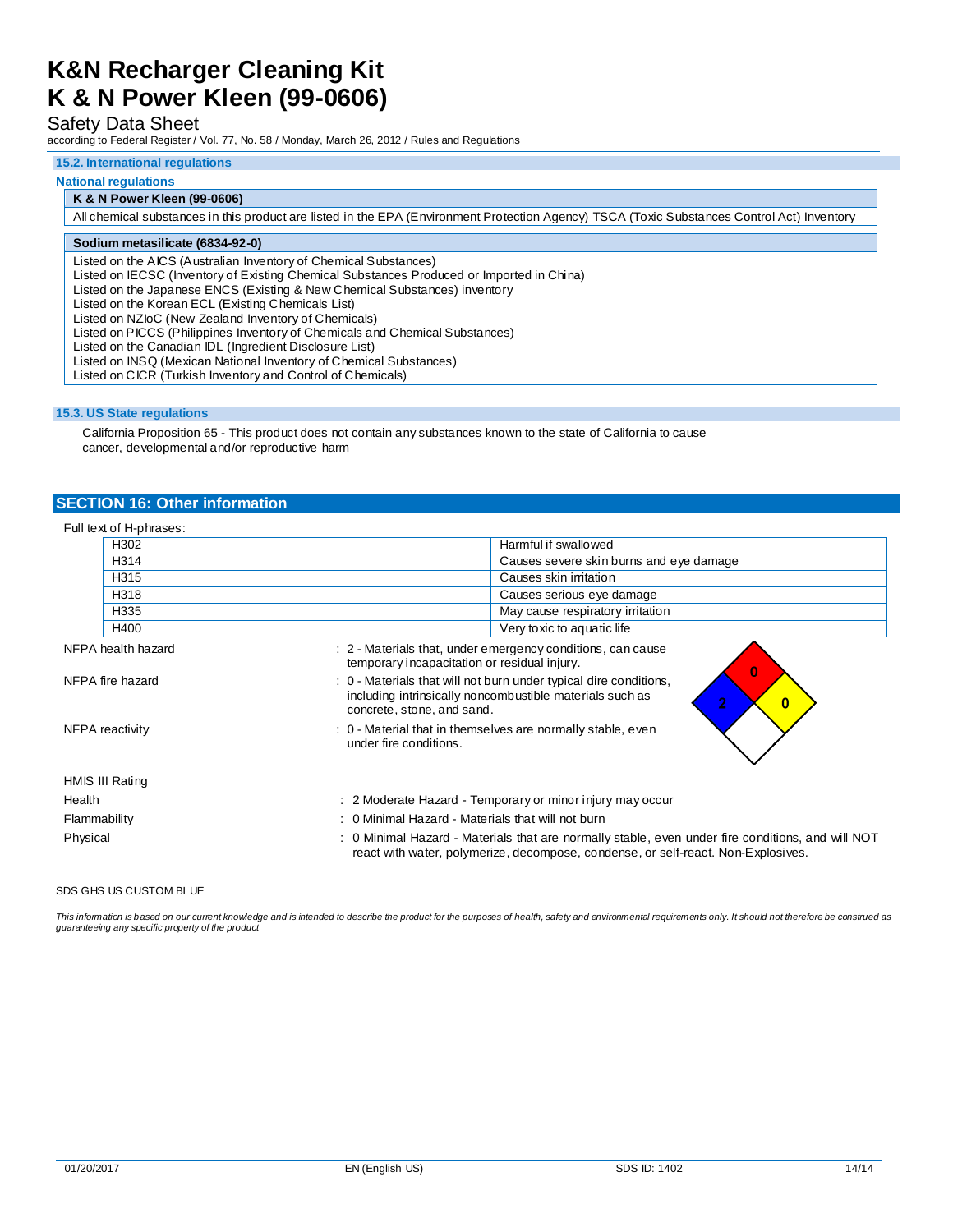### 15.2. International regulations

**National regulations**

| **K & N Power Kleen (99-0606)** |
|---|
| All chemical substances in this product are listed in the EPA (Environment Protection Agency) TSCA (Toxic Substances Control Act) Inventory |

| **Sodium metasilicate (6834-92-0)** |
|---|
| Listed on the AICS (Australian Inventory of Chemical Substances)<br>Listed on IECSC (Inventory of Existing Chemical Substances Produced or Imported in China)<br>Listed on the Japanese ENCS (Existing & New Chemical Substances) inventory<br>Listed on the Korean ECL (Existing Chemicals List)<br>Listed on NZIoC (New Zealand Inventory of Chemicals)<br>Listed on PICCS (Philippines Inventory of Chemicals and Chemical Substances)<br>Listed on the Canadian IDL (Ingredient Disclosure List)<br>Listed on INSQ (Mexican National Inventory of Chemical Substances)<br>Listed on CICR (Turkish Inventory and Control of Chemicals) |

### 15.3. US State regulations

California Proposition 65 - This product does not contain any substances known to the state of California to cause cancer, developmental and/or reproductive harm

## SECTION 16: Other information

Full text of H-phrases:

| | |
|---|---|
| H302 | Harmful if swallowed |
| H314 | Causes severe skin burns and eye damage |
| H315 | Causes skin irritation |
| H318 | Causes serious eye damage |
| H335 | May cause respiratory irritation |
| H400 | Very toxic to aquatic life |

NFPA health hazard : 2 - Materials that, under emergency conditions, can cause temporary incapacitation or residual injury.

NFPA fire hazard : 0 - Materials that will not burn under typical dire conditions, including intrinsically noncombustible materials such as concrete, stone, and sand.

NFPA reactivity : 0 - Material that in themselves are normally stable, even under fire conditions.

0

2 0

HMIS III Rating

Health : 2 Moderate Hazard - Temporary or minor injury may occur

Flammability : 0 Minimal Hazard - Materials that will not burn

Physical : 0 Minimal Hazard - Materials that are normally stable, even under fire conditions, and will NOT react with water, polymerize, decompose, condense, or self-react. Non-Explosives.

SDS GHS US CUSTOM BLUE

*This information is based on our current knowledge and is intended to describe the product for the purposes of health, safety and environmental requirements only. It should not therefore be construed as guaranteeing any specific property of the product*